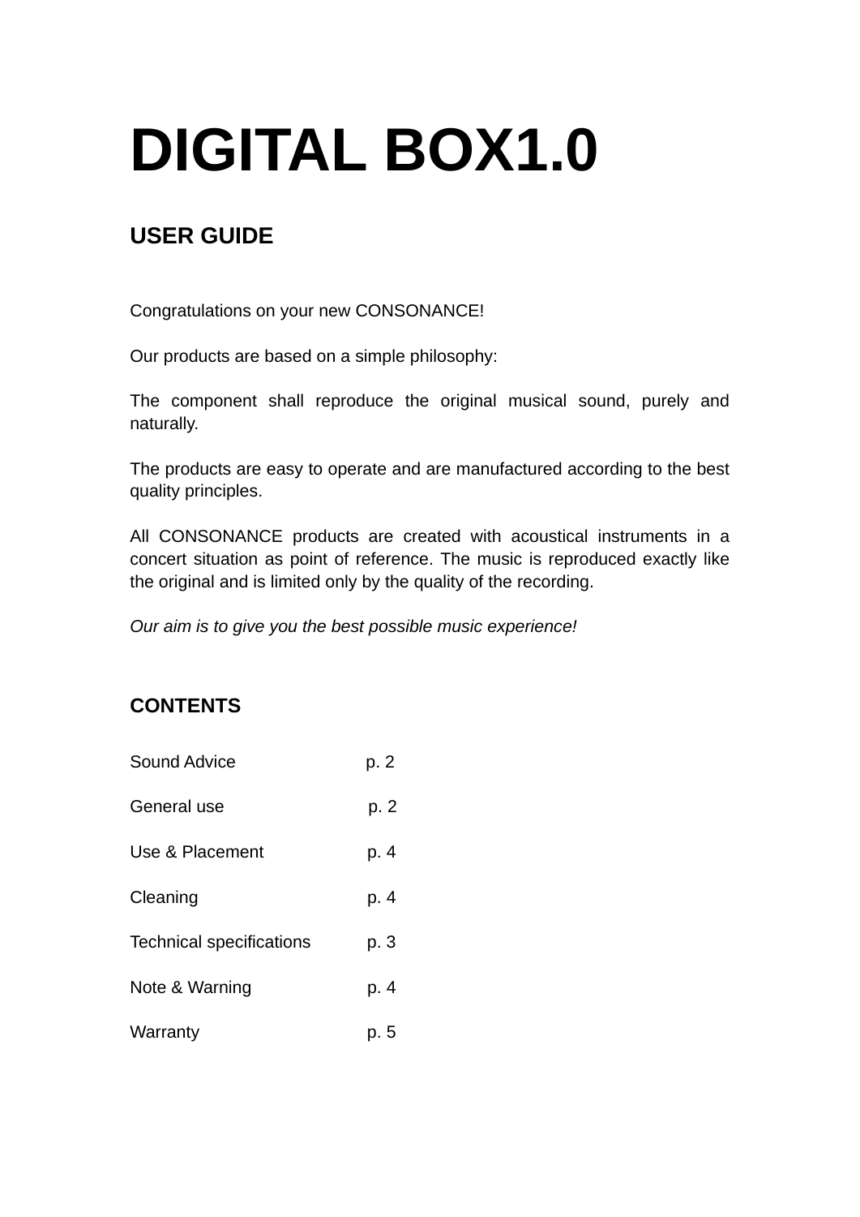# DIGITAL BOX1.0

## USER GUIDE

Congratulations on your new CONSONANCE!

Our products are based on a simple philosophy:

The component shall reproduce the original musical sound, purely and naturally.

The products are easy to operate and are manufactured according to the best quality principles.

All CONSONANCE products are created with acoustical instruments in a concert situation as point of reference. The music is reproduced exactly like the original and is limited only by the quality of the recording.

*Our aim is to give you the best possible music experience!*

## CONTENTS

| | |
|---|---|
| Sound Advice | p. 2 |
| General use | p. 2 |
| Use & Placement | p. 4 |
| Cleaning | p. 4 |
| Technical specifications | p. 3 |
| Note & Warning | p. 4 |
| Warranty | p. 5 |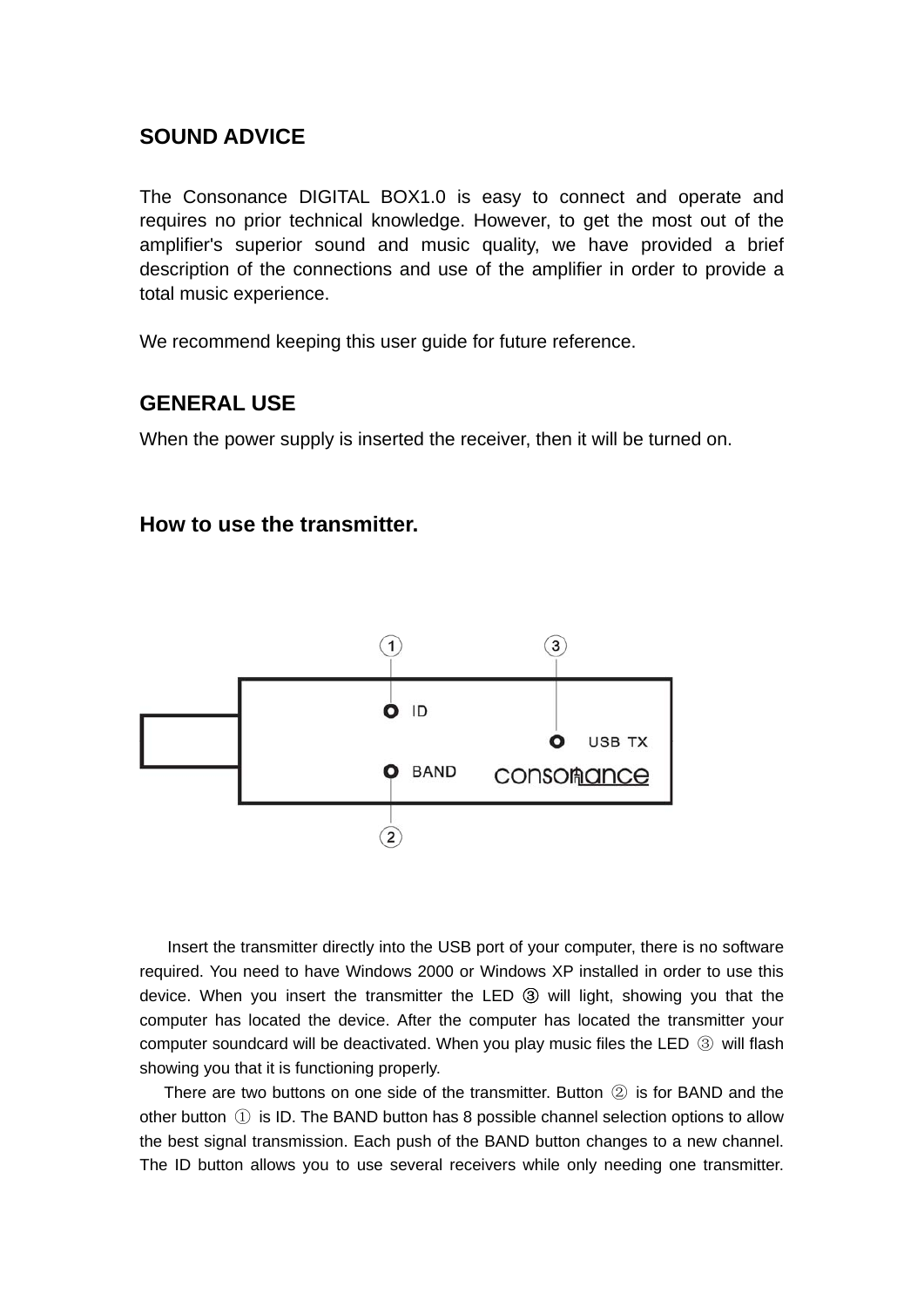## SOUND ADVICE

The Consonance DIGITAL BOX1.0 is easy to connect and operate and requires no prior technical knowledge. However, to get the most out of the amplifier's superior sound and music quality, we have provided a brief description of the connections and use of the amplifier in order to provide a total music experience.

We recommend keeping this user guide for future reference.

## GENERAL USE

When the power supply is inserted the receiver, then it will be turned on.

### How to use the transmitter.

Insert the transmitter directly into the USB port of your computer, there is no software required. You need to have Windows 2000 or Windows XP installed in order to use this device. When you insert the transmitter the LED ③ will light, showing you that the computer has located the device. After the computer has located the transmitter your computer soundcard will be deactivated. When you play music files the LED ③ will flash showing you that it is functioning properly.

There are two buttons on one side of the transmitter. Button ② is for BAND and the other button ① is ID. The BAND button has 8 possible channel selection options to allow the best signal transmission. Each push of the BAND button changes to a new channel. The ID button allows you to use several receivers while only needing one transmitter.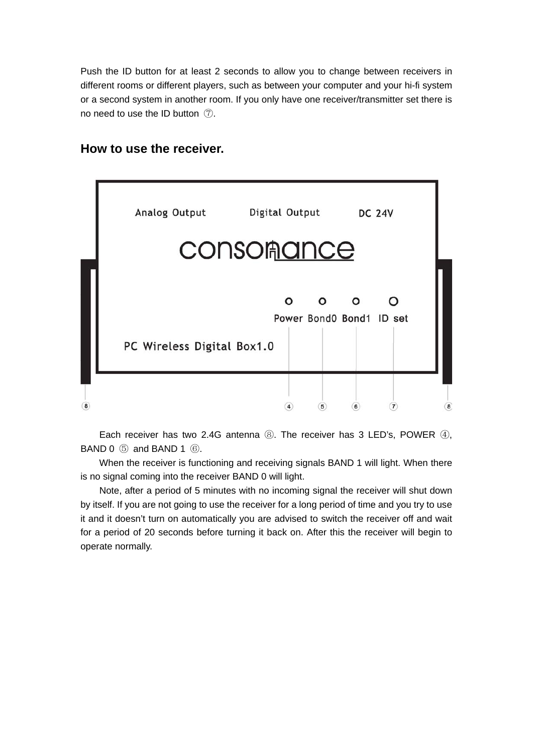Push the ID button for at least 2 seconds to allow you to change between receivers in different rooms or different players, such as between your computer and your hi-fi system or a second system in another room. If you only have one receiver/transmitter set there is no need to use the ID button ⑦.

## How to use the receiver.

Each receiver has two 2.4G antenna ⑧. The receiver has 3 LED's, POWER ④, BAND 0 ⑤ and BAND 1 ⑥.

When the receiver is functioning and receiving signals BAND 1 will light. When there is no signal coming into the receiver BAND 0 will light.

Note, after a period of 5 minutes with no incoming signal the receiver will shut down by itself. If you are not going to use the receiver for a long period of time and you try to use it and it doesn't turn on automatically you are advised to switch the receiver off and wait for a period of 20 seconds before turning it back on. After this the receiver will begin to operate normally.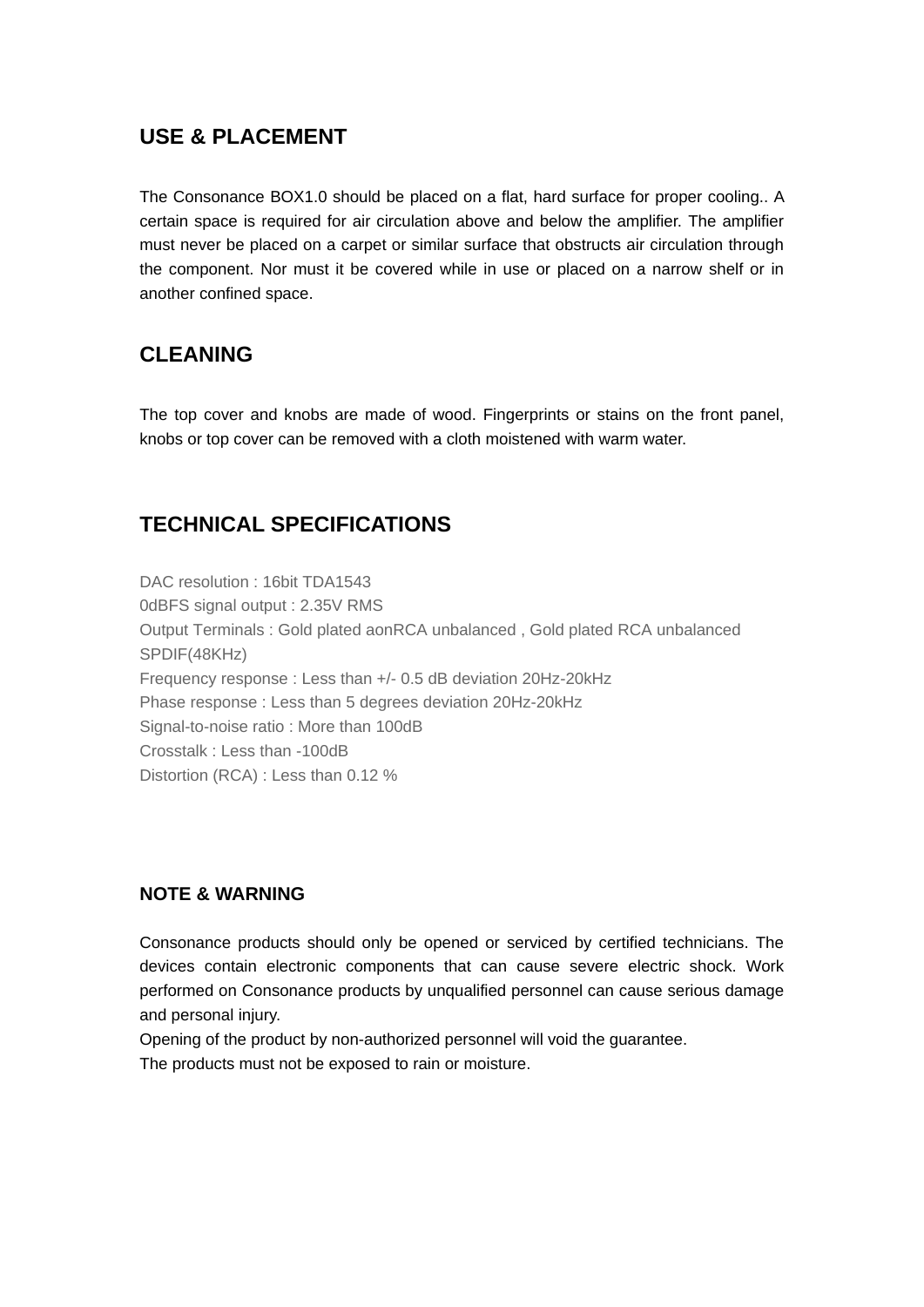## USE & PLACEMENT

The Consonance BOX1.0 should be placed on a flat, hard surface for proper cooling.. A certain space is required for air circulation above and below the amplifier. The amplifier must never be placed on a carpet or similar surface that obstructs air circulation through the component. Nor must it be covered while in use or placed on a narrow shelf or in another confined space.

## CLEANING

The top cover and knobs are made of wood. Fingerprints or stains on the front panel, knobs or top cover can be removed with a cloth moistened with warm water.

## TECHNICAL SPECIFICATIONS

DAC resolution : 16bit TDA1543
0dBFS signal output : 2.35V RMS
Output Terminals : Gold plated aonRCA unbalanced , Gold plated RCA unbalanced SPDIF(48KHz)
Frequency response : Less than +/- 0.5 dB deviation 20Hz-20kHz
Phase response : Less than 5 degrees deviation 20Hz-20kHz
Signal-to-noise ratio : More than 100dB
Crosstalk : Less than -100dB
Distortion (RCA) : Less than 0.12 %

### NOTE & WARNING

Consonance products should only be opened or serviced by certified technicians. The devices contain electronic components that can cause severe electric shock. Work performed on Consonance products by unqualified personnel can cause serious damage and personal injury.
Opening of the product by non-authorized personnel will void the guarantee.
The products must not be exposed to rain or moisture.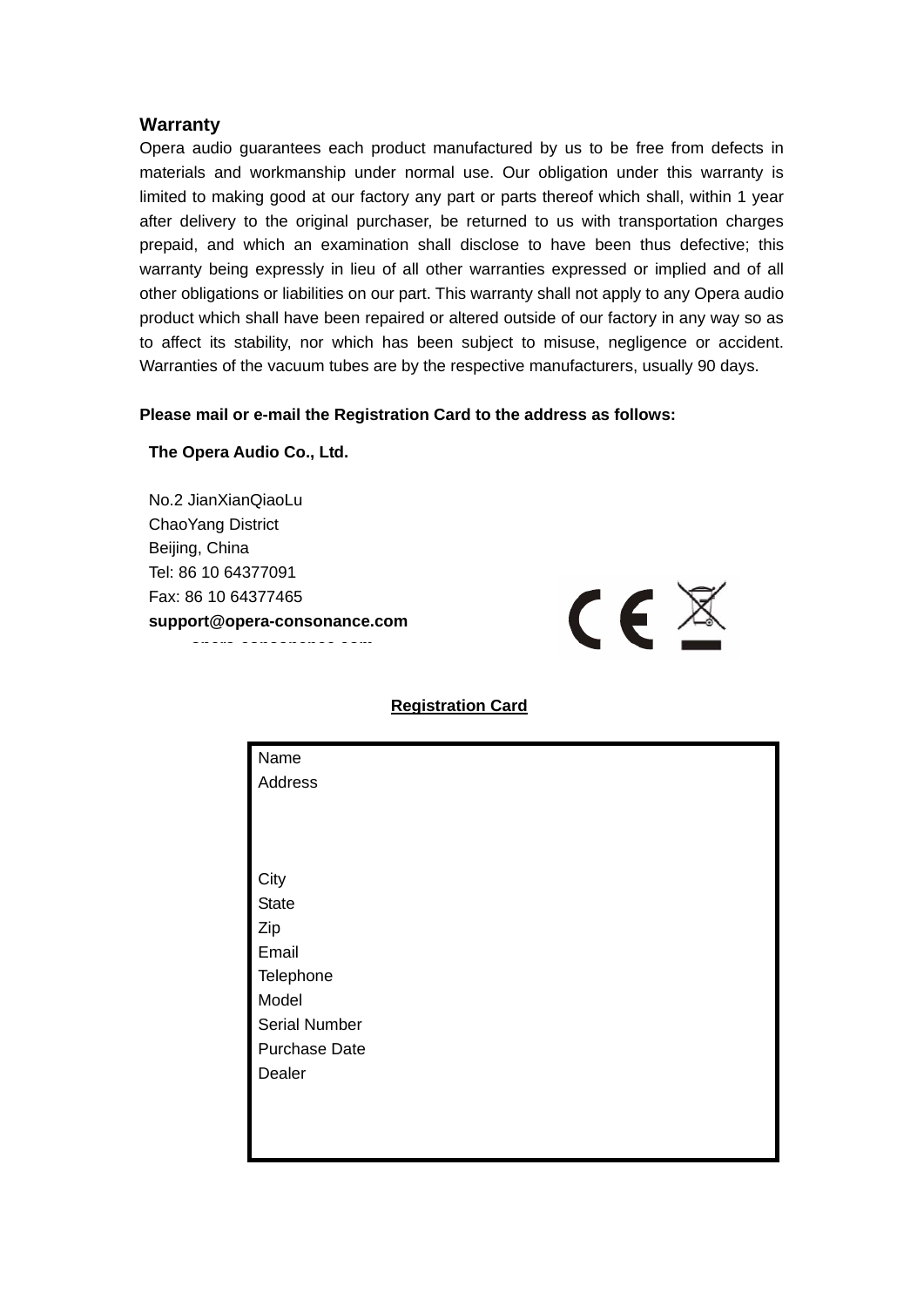## Warranty

Opera audio guarantees each product manufactured by us to be free from defects in materials and workmanship under normal use. Our obligation under this warranty is limited to making good at our factory any part or parts thereof which shall, within 1 year after delivery to the original purchaser, be returned to us with transportation charges prepaid, and which an examination shall disclose to have been thus defective; this warranty being expressly in lieu of all other warranties expressed or implied and of all other obligations or liabilities on our part. This warranty shall not apply to any Opera audio product which shall have been repaired or altered outside of our factory in any way so as to affect its stability, nor which has been subject to misuse, negligence or accident. Warranties of the vacuum tubes are by the respective manufacturers, usually 90 days.

**Please mail or e-mail the Registration Card to the address as follows:**

**The Opera Audio Co., Ltd.**

No.2 JianXianQiaoLu
ChaoYang District
Beijing, China
Tel: 86 10 64377091
Fax: 86 10 64377465
**support@opera-consonance.com**

**Registration Card**

Name
Address

City
State
Zip
Email
Telephone
Model
Serial Number
Purchase Date
Dealer